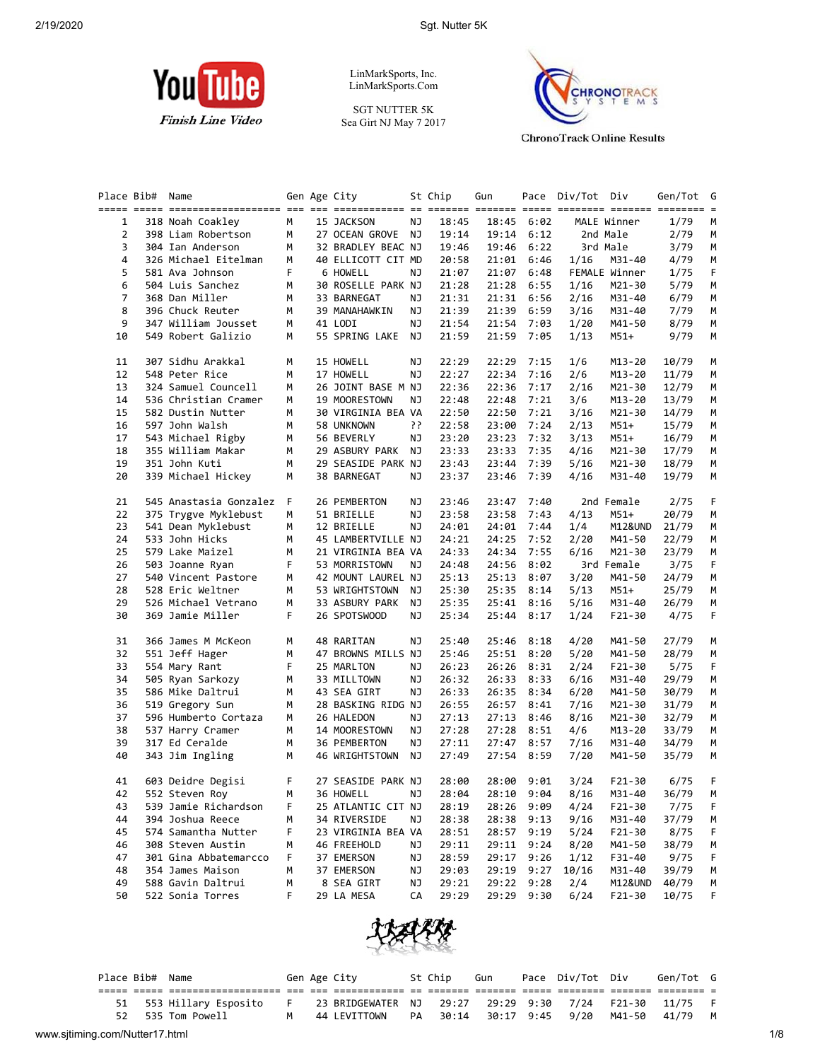YouTube *Finish Line Video*

LinMarkSports, Inc.
LinMarkSports.Com

SGT NUTTER 5K
Sea Girt NJ May 7 2017

CHRONOTRACK SYSTEMS

ChronoTrack Online Results

| Place | Bib# | Name | Gen | Age | City | St | Chip | Gun | Pace | Div/Tot | Div | Gen/Tot | G |
|---|---|---|---|---|---|---|---|---|---|---|---|---|---|
| 1 | 318 | Noah Coakley | M | 15 | JACKSON | NJ | 18:45 | 18:45 | 6:02 | MALE | Winner | 1/79 | M |
| 2 | 398 | Liam Robertson | M | 27 | OCEAN GROVE | NJ | 19:14 | 19:14 | 6:12 | 2nd | Male | 2/79 | M |
| 3 | 304 | Ian Anderson | M | 32 | BRADLEY BEAC | NJ | 19:46 | 19:46 | 6:22 | 3rd | Male | 3/79 | M |
| 4 | 326 | Michael Eitelman | M | 40 | ELLICOTT CIT | MD | 20:58 | 21:01 | 6:46 | 1/16 | M31-40 | 4/79 | M |
| 5 | 581 | Ava Johnson | F | 6 | HOWELL | NJ | 21:07 | 21:07 | 6:48 | FEMALE | Winner | 1/75 | F |
| 6 | 504 | Luis Sanchez | M | 30 | ROSELLE PARK | NJ | 21:28 | 21:28 | 6:55 | 1/16 | M21-30 | 5/79 | M |
| 7 | 368 | Dan Miller | M | 33 | BARNEGAT | NJ | 21:31 | 21:31 | 6:56 | 2/16 | M31-40 | 6/79 | M |
| 8 | 396 | Chuck Reuter | M | 39 | MANAHAWKIN | NJ | 21:39 | 21:39 | 6:59 | 3/16 | M31-40 | 7/79 | M |
| 9 | 347 | William Jousset | M | 41 | LODI | NJ | 21:54 | 21:54 | 7:03 | 1/20 | M41-50 | 8/79 | M |
| 10 | 549 | Robert Galizio | M | 55 | SPRING LAKE | NJ | 21:59 | 21:59 | 7:05 | 1/13 | M51+ | 9/79 | M |
| 11 | 307 | Sidhu Arakkal | M | 15 | HOWELL | NJ | 22:29 | 22:29 | 7:15 | 1/6 | M13-20 | 10/79 | M |
| 12 | 548 | Peter Rice | M | 17 | HOWELL | NJ | 22:27 | 22:34 | 7:16 | 2/6 | M13-20 | 11/79 | M |
| 13 | 324 | Samuel Councell | M | 26 | JOINT BASE M | NJ | 22:36 | 22:36 | 7:17 | 2/16 | M21-30 | 12/79 | M |
| 14 | 536 | Christian Cramer | M | 19 | MOORESTOWN | NJ | 22:48 | 22:48 | 7:21 | 3/6 | M13-20 | 13/79 | M |
| 15 | 582 | Dustin Nutter | M | 30 | VIRGINIA BEA | VA | 22:50 | 22:50 | 7:21 | 3/16 | M21-30 | 14/79 | M |
| 16 | 597 | John Walsh | M | 58 | UNKNOWN | ?? | 22:58 | 23:00 | 7:24 | 2/13 | M51+ | 15/79 | M |
| 17 | 543 | Michael Rigby | M | 56 | BEVERLY | NJ | 23:20 | 23:23 | 7:32 | 3/13 | M51+ | 16/79 | M |
| 18 | 355 | William Makar | M | 29 | ASBURY PARK | NJ | 23:33 | 23:33 | 7:35 | 4/16 | M21-30 | 17/79 | M |
| 19 | 351 | John Kuti | M | 29 | SEASIDE PARK | NJ | 23:43 | 23:44 | 7:39 | 5/16 | M21-30 | 18/79 | M |
| 20 | 339 | Michael Hickey | M | 38 | BARNEGAT | NJ | 23:37 | 23:46 | 7:39 | 4/16 | M31-40 | 19/79 | M |
| 21 | 545 | Anastasia Gonzalez | F | 26 | PEMBERTON | NJ | 23:46 | 23:47 | 7:40 | 2nd | Female | 2/75 | F |
| 22 | 375 | Trygve Myklebust | M | 51 | BRIELLE | NJ | 23:58 | 23:58 | 7:43 | 4/13 | M51+ | 20/79 | M |
| 23 | 541 | Dean Myklebust | M | 12 | BRIELLE | NJ | 24:01 | 24:01 | 7:44 | 1/4 | M12&UND | 21/79 | M |
| 24 | 533 | John Hicks | M | 45 | LAMBERTVILLE | NJ | 24:21 | 24:25 | 7:52 | 2/20 | M41-50 | 22/79 | M |
| 25 | 579 | Lake Maizel | M | 21 | VIRGINIA BEA | VA | 24:33 | 24:34 | 7:55 | 6/16 | M21-30 | 23/79 | M |
| 26 | 503 | Joanne Ryan | F | 53 | MORRISTOWN | NJ | 24:48 | 24:56 | 8:02 | 3rd | Female | 3/75 | F |
| 27 | 540 | Vincent Pastore | M | 42 | MOUNT LAUREL | NJ | 25:13 | 25:13 | 8:07 | 3/20 | M41-50 | 24/79 | M |
| 28 | 528 | Eric Weltner | M | 53 | WRIGHTSTOWN | NJ | 25:30 | 25:35 | 8:14 | 5/13 | M51+ | 25/79 | M |
| 29 | 526 | Michael Vetrano | M | 33 | ASBURY PARK | NJ | 25:35 | 25:41 | 8:16 | 5/16 | M31-40 | 26/79 | M |
| 30 | 369 | Jamie Miller | F | 26 | SPOTSWOOD | NJ | 25:34 | 25:44 | 8:17 | 1/24 | F21-30 | 4/75 | F |
| 31 | 366 | James M McKeon | M | 48 | RARITAN | NJ | 25:40 | 25:46 | 8:18 | 4/20 | M41-50 | 27/79 | M |
| 32 | 551 | Jeff Hager | M | 47 | BROWNS MILLS | NJ | 25:46 | 25:51 | 8:20 | 5/20 | M41-50 | 28/79 | M |
| 33 | 554 | Mary Rant | F | 25 | MARLTON | NJ | 26:23 | 26:26 | 8:31 | 2/24 | F21-30 | 5/75 | F |
| 34 | 505 | Ryan Sarkozy | M | 33 | MILLTOWN | NJ | 26:32 | 26:33 | 8:33 | 6/16 | M31-40 | 29/79 | M |
| 35 | 586 | Mike Daltrui | M | 43 | SEA GIRT | NJ | 26:33 | 26:35 | 8:34 | 6/20 | M41-50 | 30/79 | M |
| 36 | 519 | Gregory Sun | M | 28 | BASKING RIDG | NJ | 26:55 | 26:57 | 8:41 | 7/16 | M21-30 | 31/79 | M |
| 37 | 596 | Humberto Cortaza | M | 26 | HALEDON | NJ | 27:13 | 27:13 | 8:46 | 8/16 | M21-30 | 32/79 | M |
| 38 | 537 | Harry Cramer | M | 14 | MOORESTOWN | NJ | 27:28 | 27:28 | 8:51 | 4/6 | M13-20 | 33/79 | M |
| 39 | 317 | Ed Ceralde | M | 36 | PEMBERTON | NJ | 27:11 | 27:47 | 8:57 | 7/16 | M31-40 | 34/79 | M |
| 40 | 343 | Jim Ingling | M | 46 | WRIGHTSTOWN | NJ | 27:49 | 27:54 | 8:59 | 7/20 | M41-50 | 35/79 | M |
| 41 | 603 | Deidre Degisi | F | 27 | SEASIDE PARK | NJ | 28:00 | 28:00 | 9:01 | 3/24 | F21-30 | 6/75 | F |
| 42 | 552 | Steven Roy | M | 36 | HOWELL | NJ | 28:04 | 28:10 | 9:04 | 8/16 | M31-40 | 36/79 | M |
| 43 | 539 | Jamie Richardson | F | 25 | ATLANTIC CIT | NJ | 28:19 | 28:26 | 9:09 | 4/24 | F21-30 | 7/75 | F |
| 44 | 394 | Joshua Reece | M | 34 | RIVERSIDE | NJ | 28:38 | 28:38 | 9:13 | 9/16 | M31-40 | 37/79 | M |
| 45 | 574 | Samantha Nutter | F | 23 | VIRGINIA BEA | VA | 28:51 | 28:57 | 9:19 | 5/24 | F21-30 | 8/75 | F |
| 46 | 308 | Steven Austin | M | 46 | FREEHOLD | NJ | 29:11 | 29:11 | 9:24 | 8/20 | M41-50 | 38/79 | M |
| 47 | 301 | Gina Abbatemarcco | F | 37 | EMERSON | NJ | 28:59 | 29:17 | 9:26 | 1/12 | F31-40 | 9/75 | F |
| 48 | 354 | James Maison | M | 37 | EMERSON | NJ | 29:03 | 29:19 | 9:27 | 10/16 | M31-40 | 39/79 | M |
| 49 | 588 | Gavin Daltrui | M | 8 | SEA GIRT | NJ | 29:21 | 29:22 | 9:28 | 2/4 | M12&UND | 40/79 | M |
| 50 | 522 | Sonia Torres | F | 29 | LA MESA | CA | 29:29 | 29:29 | 9:30 | 6/24 | F21-30 | 10/75 | F |
| 51 | 553 | Hillary Esposito | F | 23 | BRIDGEWATER | NJ | 29:27 | 29:29 | 9:30 | 7/24 | F21-30 | 11/75 | F |
| 52 | 535 | Tom Powell | M | 44 | LEVITTOWN | PA | 30:14 | 30:17 | 9:45 | 9/20 | M41-50 | 41/79 | M |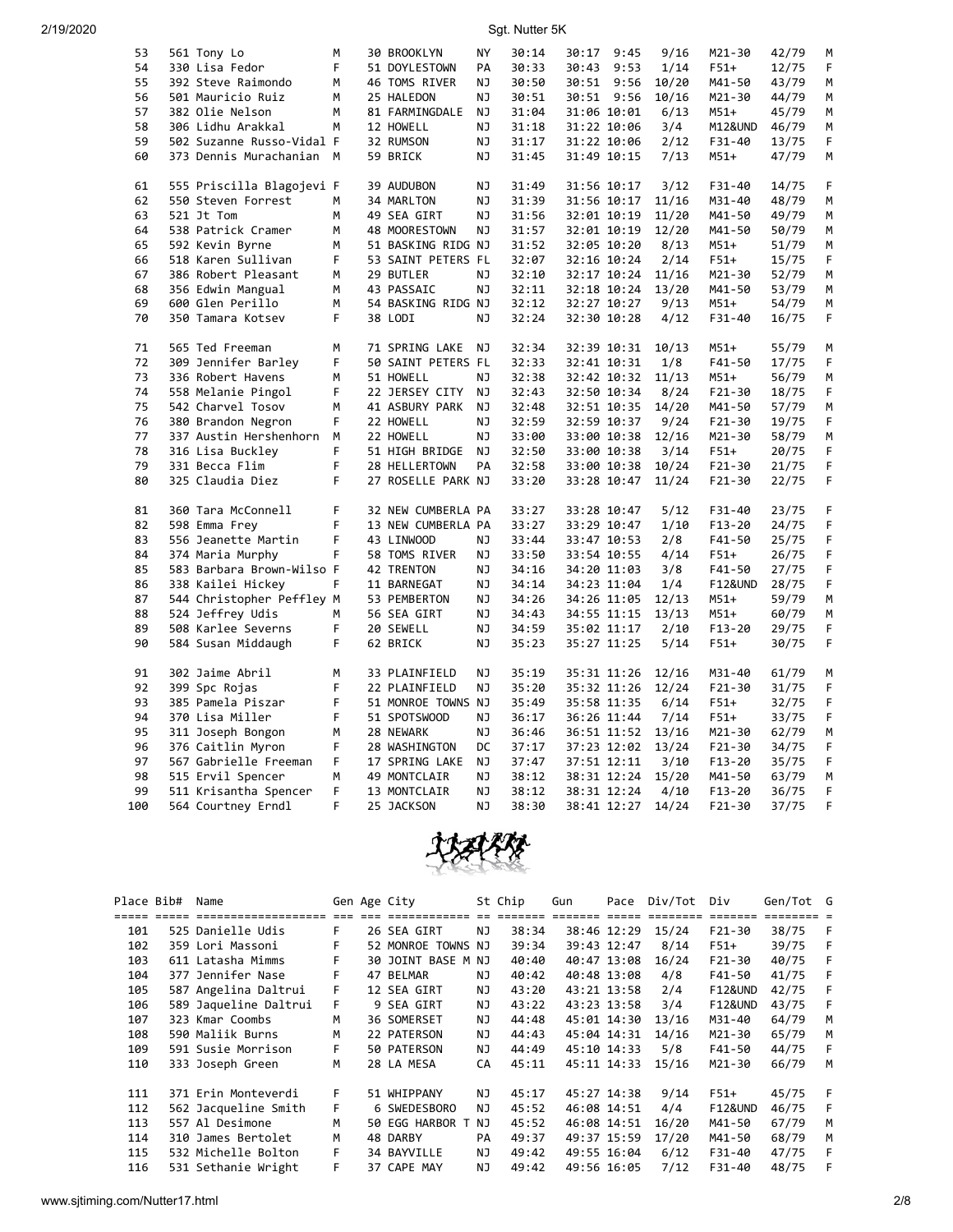| Place | Bib# | Name | Gen | Age | City | St | Chip | Gun | Pace | Div/Tot | Div | Gen/Tot | G |
|---|---|---|---|---|---|---|---|---|---|---|---|---|---|
| 53 | 561 | Tony Lo | M | 30 | BROOKLYN | NY | 30:14 | 30:17 | 9:45 | 9/16 | M21-30 | 42/79 | M |
| 54 | 330 | Lisa Fedor | F | 51 | DOYLESTOWN | PA | 30:33 | 30:43 | 9:53 | 1/14 | F51+ | 12/75 | F |
| 55 | 392 | Steve Raimondo | M | 46 | TOMS RIVER | NJ | 30:50 | 30:51 | 9:56 | 10/20 | M41-50 | 43/79 | M |
| 56 | 501 | Mauricio Ruiz | M | 25 | HALEDON | NJ | 30:51 | 30:51 | 9:56 | 10/16 | M21-30 | 44/79 | M |
| 57 | 382 | Olie Nelson | M | 81 | FARMINGDALE | NJ | 31:04 | 31:06 | 10:01 | 6/13 | M51+ | 45/79 | M |
| 58 | 306 | Lidhu Arakkal | M | 12 | HOWELL | NJ | 31:18 | 31:22 | 10:06 | 3/4 | M12&UND | 46/79 | M |
| 59 | 502 | Suzanne Russo-Vidal | F | 32 | RUMSON | NJ | 31:17 | 31:22 | 10:06 | 2/12 | F31-40 | 13/75 | F |
| 60 | 373 | Dennis Murachanian | M | 59 | BRICK | NJ | 31:45 | 31:49 | 10:15 | 7/13 | M51+ | 47/79 | M |
| 61 | 555 | Priscilla Blagojevi | F | 39 | AUDUBON | NJ | 31:49 | 31:56 | 10:17 | 3/12 | F31-40 | 14/75 | F |
| 62 | 550 | Steven Forrest | M | 34 | MARLTON | NJ | 31:39 | 31:56 | 10:17 | 11/16 | M31-40 | 48/79 | M |
| 63 | 521 | Jt Tom | M | 49 | SEA GIRT | NJ | 31:56 | 32:01 | 10:19 | 11/20 | M41-50 | 49/79 | M |
| 64 | 538 | Patrick Cramer | M | 48 | MOORESTOWN | NJ | 31:57 | 32:01 | 10:19 | 12/20 | M41-50 | 50/79 | M |
| 65 | 592 | Kevin Byrne | M | 51 | BASKING RIDG | NJ | 31:52 | 32:05 | 10:20 | 8/13 | M51+ | 51/79 | M |
| 66 | 518 | Karen Sullivan | F | 53 | SAINT PETERS | FL | 32:07 | 32:16 | 10:24 | 2/14 | F51+ | 15/75 | F |
| 67 | 386 | Robert Pleasant | M | 29 | BUTLER | NJ | 32:10 | 32:17 | 10:24 | 11/16 | M21-30 | 52/79 | M |
| 68 | 356 | Edwin Mangual | M | 43 | PASSAIC | NJ | 32:11 | 32:18 | 10:24 | 13/20 | M41-50 | 53/79 | M |
| 69 | 600 | Glen Perillo | M | 54 | BASKING RIDG | NJ | 32:12 | 32:27 | 10:27 | 9/13 | M51+ | 54/79 | M |
| 70 | 350 | Tamara Kotsev | F | 38 | LODI | NJ | 32:24 | 32:30 | 10:28 | 4/12 | F31-40 | 16/75 | F |
| 71 | 565 | Ted Freeman | M | 71 | SPRING LAKE | NJ | 32:34 | 32:39 | 10:31 | 10/13 | M51+ | 55/79 | M |
| 72 | 309 | Jennifer Barley | F | 50 | SAINT PETERS | FL | 32:33 | 32:41 | 10:31 | 1/8 | F41-50 | 17/75 | F |
| 73 | 336 | Robert Havens | M | 51 | HOWELL | NJ | 32:38 | 32:42 | 10:32 | 11/13 | M51+ | 56/79 | M |
| 74 | 558 | Melanie Pingol | F | 22 | JERSEY CITY | NJ | 32:43 | 32:50 | 10:34 | 8/24 | F21-30 | 18/75 | F |
| 75 | 542 | Charvel Tosov | M | 41 | ASBURY PARK | NJ | 32:48 | 32:51 | 10:35 | 14/20 | M41-50 | 57/79 | M |
| 76 | 380 | Brandon Negron | F | 22 | HOWELL | NJ | 32:59 | 32:59 | 10:37 | 9/24 | F21-30 | 19/75 | F |
| 77 | 337 | Austin Hershenhorn | M | 22 | HOWELL | NJ | 33:00 | 33:00 | 10:38 | 12/16 | M21-30 | 58/79 | M |
| 78 | 316 | Lisa Buckley | F | 51 | HIGH BRIDGE | NJ | 32:50 | 33:00 | 10:38 | 3/14 | F51+ | 20/75 | F |
| 79 | 331 | Becca Flim | F | 28 | HELLERTOWN | PA | 32:58 | 33:00 | 10:38 | 10/24 | F21-30 | 21/75 | F |
| 80 | 325 | Claudia Diez | F | 27 | ROSELLE PARK | NJ | 33:20 | 33:28 | 10:47 | 11/24 | F21-30 | 22/75 | F |
| 81 | 360 | Tara McConnell | F | 32 | NEW CUMBERLA | PA | 33:27 | 33:28 | 10:47 | 5/12 | F31-40 | 23/75 | F |
| 82 | 598 | Emma Frey | F | 13 | NEW CUMBERLA | PA | 33:27 | 33:29 | 10:47 | 1/10 | F13-20 | 24/75 | F |
| 83 | 556 | Jeanette Martin | F | 43 | LINWOOD | NJ | 33:44 | 33:47 | 10:53 | 2/8 | F41-50 | 25/75 | F |
| 84 | 374 | Maria Murphy | F | 58 | TOMS RIVER | NJ | 33:50 | 33:54 | 10:55 | 4/14 | F51+ | 26/75 | F |
| 85 | 583 | Barbara Brown-Wilso | F | 42 | TRENTON | NJ | 34:16 | 34:20 | 11:03 | 3/8 | F41-50 | 27/75 | F |
| 86 | 338 | Kailei Hickey | F | 11 | BARNEGAT | NJ | 34:14 | 34:23 | 11:04 | 1/4 | F12&UND | 28/75 | F |
| 87 | 544 | Christopher Peffley | M | 53 | PEMBERTON | NJ | 34:26 | 34:26 | 11:05 | 12/13 | M51+ | 59/79 | M |
| 88 | 524 | Jeffrey Udis | M | 56 | SEA GIRT | NJ | 34:43 | 34:55 | 11:15 | 13/13 | M51+ | 60/79 | M |
| 89 | 508 | Karlee Severns | F | 20 | SEWELL | NJ | 34:59 | 35:02 | 11:17 | 2/10 | F13-20 | 29/75 | F |
| 90 | 584 | Susan Middaugh | F | 62 | BRICK | NJ | 35:23 | 35:27 | 11:25 | 5/14 | F51+ | 30/75 | F |
| 91 | 302 | Jaime Abril | M | 33 | PLAINFIELD | NJ | 35:19 | 35:31 | 11:26 | 12/16 | M31-40 | 61/79 | M |
| 92 | 399 | Spc Rojas | F | 22 | PLAINFIELD | NJ | 35:20 | 35:32 | 11:26 | 12/24 | F21-30 | 31/75 | F |
| 93 | 385 | Pamela Piszar | F | 51 | MONROE TOWNS | NJ | 35:49 | 35:58 | 11:35 | 6/14 | F51+ | 32/75 | F |
| 94 | 370 | Lisa Miller | F | 51 | SPOTSWOOD | NJ | 36:17 | 36:26 | 11:44 | 7/14 | F51+ | 33/75 | F |
| 95 | 311 | Joseph Bongon | M | 28 | NEWARK | NJ | 36:46 | 36:51 | 11:52 | 13/16 | M21-30 | 62/79 | M |
| 96 | 376 | Caitlin Myron | F | 28 | WASHINGTON | DC | 37:17 | 37:23 | 12:02 | 13/24 | F21-30 | 34/75 | F |
| 97 | 567 | Gabrielle Freeman | F | 17 | SPRING LAKE | NJ | 37:47 | 37:51 | 12:11 | 3/10 | F13-20 | 35/75 | F |
| 98 | 515 | Ervil Spencer | M | 49 | MONTCLAIR | NJ | 38:12 | 38:31 | 12:24 | 15/20 | M41-50 | 63/79 | M |
| 99 | 511 | Krisantha Spencer | F | 13 | MONTCLAIR | NJ | 38:12 | 38:31 | 12:24 | 4/10 | F13-20 | 36/75 | F |
| 100 | 564 | Courtney Erndl | F | 25 | JACKSON | NJ | 38:30 | 38:41 | 12:27 | 14/24 | F21-30 | 37/75 | F |
| 101 | 525 | Danielle Udis | F | 26 | SEA GIRT | NJ | 38:34 | 38:46 | 12:29 | 15/24 | F21-30 | 38/75 | F |
| 102 | 359 | Lori Massoni | F | 52 | MONROE TOWNS | NJ | 39:34 | 39:43 | 12:47 | 8/14 | F51+ | 39/75 | F |
| 103 | 611 | Latasha Mimms | F | 30 | JOINT BASE M | NJ | 40:40 | 40:47 | 13:08 | 16/24 | F21-30 | 40/75 | F |
| 104 | 377 | Jennifer Nase | F | 47 | BELMAR | NJ | 40:42 | 40:48 | 13:08 | 4/8 | F41-50 | 41/75 | F |
| 105 | 587 | Angelina Daltrui | F | 12 | SEA GIRT | NJ | 43:20 | 43:21 | 13:58 | 2/4 | F12&UND | 42/75 | F |
| 106 | 589 | Jaqueline Daltrui | F | 9 | SEA GIRT | NJ | 43:22 | 43:23 | 13:58 | 3/4 | F12&UND | 43/75 | F |
| 107 | 323 | Kmar Coombs | M | 36 | SOMERSET | NJ | 44:48 | 45:01 | 14:30 | 13/16 | M31-40 | 64/79 | M |
| 108 | 590 | Maliik Burns | M | 22 | PATERSON | NJ | 44:43 | 45:04 | 14:31 | 14/16 | M21-30 | 65/79 | M |
| 109 | 591 | Susie Morrison | F | 50 | PATERSON | NJ | 44:49 | 45:10 | 14:33 | 5/8 | F41-50 | 44/75 | F |
| 110 | 333 | Joseph Green | M | 28 | LA MESA | CA | 45:11 | 45:11 | 14:33 | 15/16 | M21-30 | 66/79 | M |
| 111 | 371 | Erin Monteverdi | F | 51 | WHIPPANY | NJ | 45:17 | 45:27 | 14:38 | 9/14 | F51+ | 45/75 | F |
| 112 | 562 | Jacqueline Smith | F | 6 | SWEDESBORO | NJ | 45:52 | 46:08 | 14:51 | 4/4 | F12&UND | 46/75 | F |
| 113 | 557 | Al Desimone | M | 50 | EGG HARBOR T | NJ | 45:52 | 46:08 | 14:51 | 16/20 | M41-50 | 67/79 | M |
| 114 | 310 | James Bertolet | M | 48 | DARBY | PA | 49:37 | 49:37 | 15:59 | 17/20 | M41-50 | 68/79 | M |
| 115 | 532 | Michelle Bolton | F | 34 | BAYVILLE | NJ | 49:42 | 49:55 | 16:04 | 6/12 | F31-40 | 47/75 | F |
| 116 | 531 | Sethanie Wright | F | 37 | CAPE MAY | NJ | 49:42 | 49:56 | 16:05 | 7/12 | F31-40 | 48/75 | F |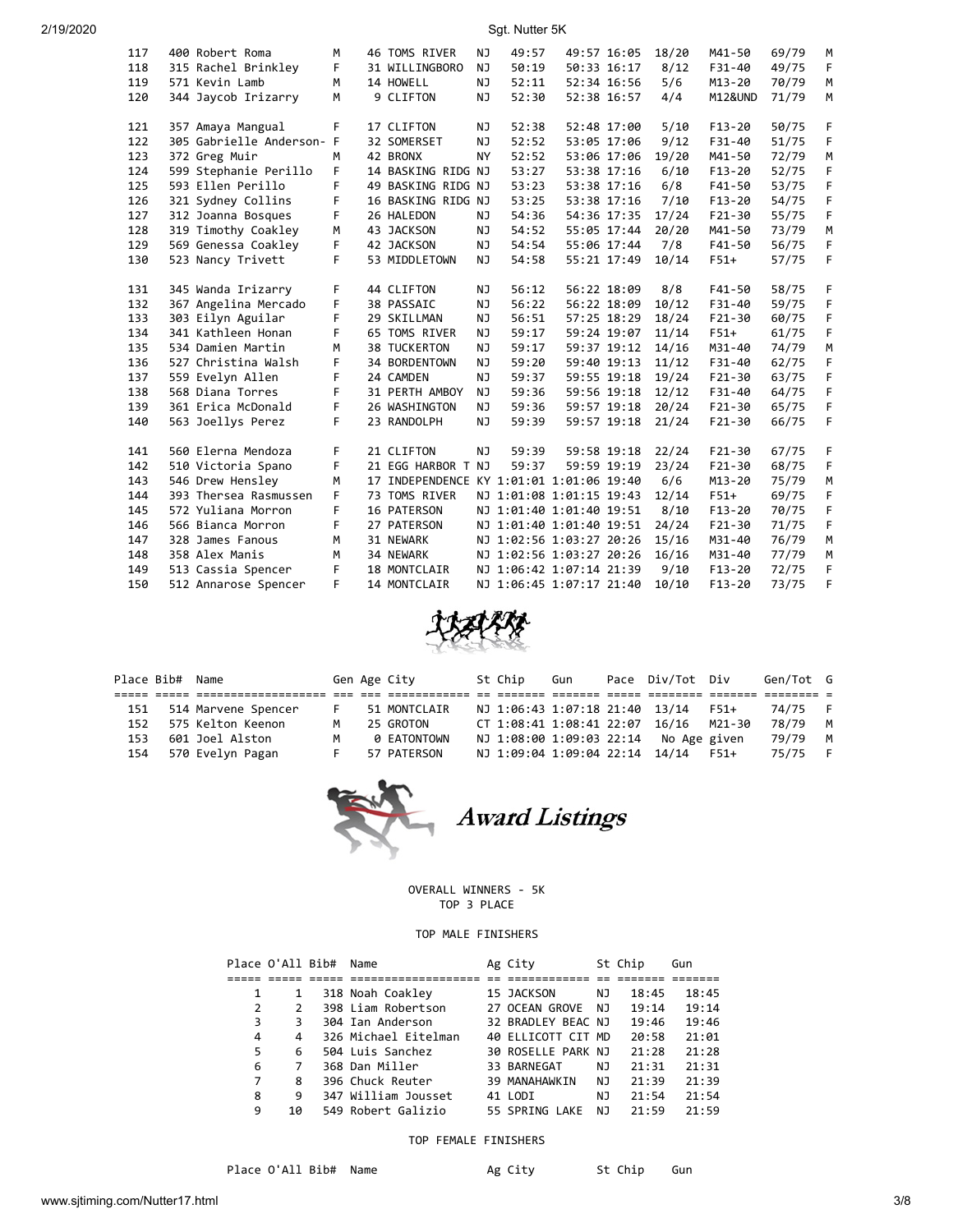| Place | Bib# | Name | Gen | Age | City | St | Chip | Gun | Pace | Div/Tot | Div | Gen/Tot | G |
|---|---|---|---|---|---|---|---|---|---|---|---|---|---|
| 117 | 400 | Robert Roma | M | 46 | TOMS RIVER | NJ | 49:57 | 49:57 | 16:05 | 18/20 | M41-50 | 69/79 | M |
| 118 | 315 | Rachel Brinkley | F | 31 | WILLINGBORO | NJ | 50:19 | 50:33 | 16:17 | 8/12 | F31-40 | 49/75 | F |
| 119 | 571 | Kevin Lamb | M | 14 | HOWELL | NJ | 52:11 | 52:34 | 16:56 | 5/6 | M13-20 | 70/79 | M |
| 120 | 344 | Jaycob Irizarry | M | 9 | CLIFTON | NJ | 52:30 | 52:38 | 16:57 | 4/4 | M12&UND | 71/79 | M |
| 121 | 357 | Amaya Mangual | F | 17 | CLIFTON | NJ | 52:38 | 52:48 | 17:00 | 5/10 | F13-20 | 50/75 | F |
| 122 | 305 | Gabrielle Anderson- | F | 32 | SOMERSET | NJ | 52:52 | 53:05 | 17:06 | 9/12 | F31-40 | 51/75 | F |
| 123 | 372 | Greg Muir | M | 42 | BRONX | NY | 52:52 | 53:06 | 17:06 | 19/20 | M41-50 | 72/79 | M |
| 124 | 599 | Stephanie Perillo | F | 14 | BASKING RIDG | NJ | 53:27 | 53:38 | 17:16 | 6/10 | F13-20 | 52/75 | F |
| 125 | 593 | Ellen Perillo | F | 49 | BASKING RIDG | NJ | 53:23 | 53:38 | 17:16 | 6/8 | F41-50 | 53/75 | F |
| 126 | 321 | Sydney Collins | F | 16 | BASKING RIDG | NJ | 53:25 | 53:38 | 17:16 | 7/10 | F13-20 | 54/75 | F |
| 127 | 312 | Joanna Bosques | F | 26 | HALEDON | NJ | 54:36 | 54:36 | 17:35 | 17/24 | F21-30 | 55/75 | F |
| 128 | 319 | Timothy Coakley | M | 43 | JACKSON | NJ | 54:52 | 55:05 | 17:44 | 20/20 | M41-50 | 73/79 | M |
| 129 | 569 | Genessa Coakley | F | 42 | JACKSON | NJ | 54:54 | 55:06 | 17:44 | 7/8 | F41-50 | 56/75 | F |
| 130 | 523 | Nancy Trivett | F | 53 | MIDDLETOWN | NJ | 54:58 | 55:21 | 17:49 | 10/14 | F51+ | 57/75 | F |
| 131 | 345 | Wanda Irizarry | F | 44 | CLIFTON | NJ | 56:12 | 56:22 | 18:09 | 8/8 | F41-50 | 58/75 | F |
| 132 | 367 | Angelina Mercado | F | 38 | PASSAIC | NJ | 56:22 | 56:22 | 18:09 | 10/12 | F31-40 | 59/75 | F |
| 133 | 303 | Eilyn Aguilar | F | 29 | SKILLMAN | NJ | 56:51 | 57:25 | 18:29 | 18/24 | F21-30 | 60/75 | F |
| 134 | 341 | Kathleen Honan | F | 65 | TOMS RIVER | NJ | 59:17 | 59:24 | 19:07 | 11/14 | F51+ | 61/75 | F |
| 135 | 534 | Damien Martin | M | 38 | TUCKERTON | NJ | 59:17 | 59:37 | 19:12 | 14/16 | M31-40 | 74/79 | M |
| 136 | 527 | Christina Walsh | F | 34 | BORDENTOWN | NJ | 59:20 | 59:40 | 19:13 | 11/12 | F31-40 | 62/75 | F |
| 137 | 559 | Evelyn Allen | F | 24 | CAMDEN | NJ | 59:37 | 59:55 | 19:18 | 19/24 | F21-30 | 63/75 | F |
| 138 | 568 | Diana Torres | F | 31 | PERTH AMBOY | NJ | 59:36 | 59:56 | 19:18 | 12/12 | F31-40 | 64/75 | F |
| 139 | 361 | Erica McDonald | F | 26 | WASHINGTON | NJ | 59:36 | 59:57 | 19:18 | 20/24 | F21-30 | 65/75 | F |
| 140 | 563 | Joellys Perez | F | 23 | RANDOLPH | NJ | 59:39 | 59:57 | 19:18 | 21/24 | F21-30 | 66/75 | F |
| 141 | 560 | Elerna Mendoza | F | 21 | CLIFTON | NJ | 59:39 | 59:58 | 19:18 | 22/24 | F21-30 | 67/75 | F |
| 142 | 510 | Victoria Spano | F | 21 | EGG HARBOR T | NJ | 59:37 | 59:59 | 19:19 | 23/24 | F21-30 | 68/75 | F |
| 143 | 546 | Drew Hensley | M | 17 | INDEPENDENCE | KY | 1:01:01 | 1:01:06 | 19:40 | 6/6 | M13-20 | 75/79 | M |
| 144 | 393 | Thersea Rasmussen | F | 73 | TOMS RIVER | NJ | 1:01:08 | 1:01:15 | 19:43 | 12/14 | F51+ | 69/75 | F |
| 145 | 572 | Yuliana Morron | F | 16 | PATERSON | NJ | 1:01:40 | 1:01:40 | 19:51 | 8/10 | F13-20 | 70/75 | F |
| 146 | 566 | Bianca Morron | F | 27 | PATERSON | NJ | 1:01:40 | 1:01:40 | 19:51 | 24/24 | F21-30 | 71/75 | F |
| 147 | 328 | James Fanous | M | 31 | NEWARK | NJ | 1:02:56 | 1:03:27 | 20:26 | 15/16 | M31-40 | 76/79 | M |
| 148 | 358 | Alex Manis | M | 34 | NEWARK | NJ | 1:02:56 | 1:03:27 | 20:26 | 16/16 | M31-40 | 77/79 | M |
| 149 | 513 | Cassia Spencer | F | 18 | MONTCLAIR | NJ | 1:06:42 | 1:07:14 | 21:39 | 9/10 | F13-20 | 72/75 | F |
| 150 | 512 | Annarose Spencer | F | 14 | MONTCLAIR | NJ | 1:06:45 | 1:07:17 | 21:40 | 10/10 | F13-20 | 73/75 | F |
| 151 | 514 | Marvene Spencer | F | 51 | MONTCLAIR | NJ | 1:06:43 | 1:07:18 | 21:40 | 13/14 | F51+ | 74/75 | F |
| 152 | 575 | Kelton Keenon | M | 25 | GROTON | CT | 1:08:41 | 1:08:41 | 22:07 | 16/16 | M21-30 | 78/79 | M |
| 153 | 601 | Joel Alston | M | 0 | EATONTOWN | NJ | 1:08:00 | 1:09:03 | 22:14 | No Age given | | 79/79 | M |
| 154 | 570 | Evelyn Pagan | F | 57 | PATERSON | NJ | 1:09:04 | 1:09:04 | 22:14 | 14/14 | F51+ | 75/75 | F |

## Award Listings

OVERALL WINNERS - 5K
TOP 3 PLACE

TOP MALE FINISHERS

| Place | O'All | Bib# | Name | Ag | City | St | Chip | Gun |
|---|---|---|---|---|---|---|---|---|
| 1 | 1 | 318 | Noah Coakley | 15 | JACKSON | NJ | 18:45 | 18:45 |
| 2 | 2 | 398 | Liam Robertson | 27 | OCEAN GROVE | NJ | 19:14 | 19:14 |
| 3 | 3 | 304 | Ian Anderson | 32 | BRADLEY BEAC | NJ | 19:46 | 19:46 |
| 4 | 4 | 326 | Michael Eitelman | 40 | ELLICOTT CIT | MD | 20:58 | 21:01 |
| 5 | 6 | 504 | Luis Sanchez | 30 | ROSELLE PARK | NJ | 21:28 | 21:28 |
| 6 | 7 | 368 | Dan Miller | 33 | BARNEGAT | NJ | 21:31 | 21:31 |
| 7 | 8 | 396 | Chuck Reuter | 39 | MANAHAWKIN | NJ | 21:39 | 21:39 |
| 8 | 9 | 347 | William Jousset | 41 | LODI | NJ | 21:54 | 21:54 |
| 9 | 10 | 549 | Robert Galizio | 55 | SPRING LAKE | NJ | 21:59 | 21:59 |

TOP FEMALE FINISHERS

| Place | O'All | Bib# | Name | Ag | City | St | Chip | Gun |
|---|---|---|---|---|---|---|---|---|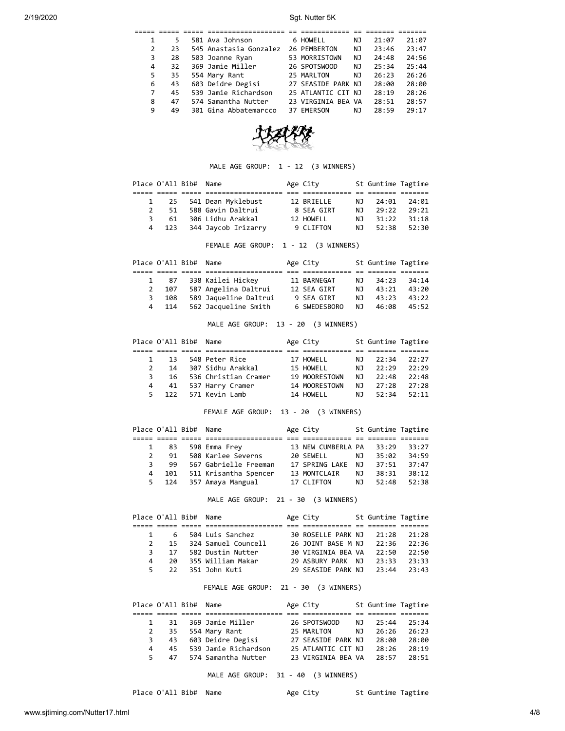| | | | | | | | | |
|---|---|---|---|---|---|---|---|---|
| 1 | 5 | 581 | Ava Johnson | 6 | HOWELL | NJ | 21:07 | 21:07 |
| 2 | 23 | 545 | Anastasia Gonzalez | 26 | PEMBERTON | NJ | 23:46 | 23:47 |
| 3 | 28 | 503 | Joanne Ryan | 53 | MORRISTOWN | NJ | 24:48 | 24:56 |
| 4 | 32 | 369 | Jamie Miller | 26 | SPOTSWOOD | NJ | 25:34 | 25:44 |
| 5 | 35 | 554 | Mary Rant | 25 | MARLTON | NJ | 26:23 | 26:26 |
| 6 | 43 | 603 | Deidre Degisi | 27 | SEASIDE PARK | NJ | 28:00 | 28:00 |
| 7 | 45 | 539 | Jamie Richardson | 25 | ATLANTIC CIT | NJ | 28:19 | 28:26 |
| 8 | 47 | 574 | Samantha Nutter | 23 | VIRGINIA BEA | VA | 28:51 | 28:57 |
| 9 | 49 | 301 | Gina Abbatemarcco | 37 | EMERSON | NJ | 28:59 | 29:17 |

MALE AGE GROUP: 1 - 12 (3 WINNERS)

| Place | O'All | Bib# | Name | Age | City | St | Guntime | Tagtime |
|---|---|---|---|---|---|---|---|---|
| 1 | 25 | 541 | Dean Myklebust | 12 | BRIELLE | NJ | 24:01 | 24:01 |
| 2 | 51 | 588 | Gavin Daltrui | 8 | SEA GIRT | NJ | 29:22 | 29:21 |
| 3 | 61 | 306 | Lidhu Arakkal | 12 | HOWELL | NJ | 31:22 | 31:18 |
| 4 | 123 | 344 | Jaycob Irizarry | 9 | CLIFTON | NJ | 52:38 | 52:30 |

FEMALE AGE GROUP: 1 - 12 (3 WINNERS)

| Place | O'All | Bib# | Name | Age | City | St | Guntime | Tagtime |
|---|---|---|---|---|---|---|---|---|
| 1 | 87 | 338 | Kailei Hickey | 11 | BARNEGAT | NJ | 34:23 | 34:14 |
| 2 | 107 | 587 | Angelina Daltrui | 12 | SEA GIRT | NJ | 43:21 | 43:20 |
| 3 | 108 | 589 | Jaqueline Daltrui | 9 | SEA GIRT | NJ | 43:23 | 43:22 |
| 4 | 114 | 562 | Jacqueline Smith | 6 | SWEDESBORO | NJ | 46:08 | 45:52 |

MALE AGE GROUP: 13 - 20 (3 WINNERS)

| Place | O'All | Bib# | Name | Age | City | St | Guntime | Tagtime |
|---|---|---|---|---|---|---|---|---|
| 1 | 13 | 548 | Peter Rice | 17 | HOWELL | NJ | 22:34 | 22:27 |
| 2 | 14 | 307 | Sidhu Arakkal | 15 | HOWELL | NJ | 22:29 | 22:29 |
| 3 | 16 | 536 | Christian Cramer | 19 | MOORESTOWN | NJ | 22:48 | 22:48 |
| 4 | 41 | 537 | Harry Cramer | 14 | MOORESTOWN | NJ | 27:28 | 27:28 |
| 5 | 122 | 571 | Kevin Lamb | 14 | HOWELL | NJ | 52:34 | 52:11 |

FEMALE AGE GROUP: 13 - 20 (3 WINNERS)

| Place | O'All | Bib# | Name | Age | City | St | Guntime | Tagtime |
|---|---|---|---|---|---|---|---|---|
| 1 | 83 | 598 | Emma Frey | 13 | NEW CUMBERLA | PA | 33:29 | 33:27 |
| 2 | 91 | 508 | Karlee Severns | 20 | SEWELL | NJ | 35:02 | 34:59 |
| 3 | 99 | 567 | Gabrielle Freeman | 17 | SPRING LAKE | NJ | 37:51 | 37:47 |
| 4 | 101 | 511 | Krisantha Spencer | 13 | MONTCLAIR | NJ | 38:31 | 38:12 |
| 5 | 124 | 357 | Amaya Mangual | 17 | CLIFTON | NJ | 52:48 | 52:38 |

MALE AGE GROUP: 21 - 30 (3 WINNERS)

| Place | O'All | Bib# | Name | Age | City | St | Guntime | Tagtime |
|---|---|---|---|---|---|---|---|---|
| 1 | 6 | 504 | Luis Sanchez | 30 | ROSELLE PARK | NJ | 21:28 | 21:28 |
| 2 | 15 | 324 | Samuel Councell | 26 | JOINT BASE M | NJ | 22:36 | 22:36 |
| 3 | 17 | 582 | Dustin Nutter | 30 | VIRGINIA BEA | VA | 22:50 | 22:50 |
| 4 | 20 | 355 | William Makar | 29 | ASBURY PARK | NJ | 23:33 | 23:33 |
| 5 | 22 | 351 | John Kuti | 29 | SEASIDE PARK | NJ | 23:44 | 23:43 |

FEMALE AGE GROUP: 21 - 30 (3 WINNERS)

| Place | O'All | Bib# | Name | Age | City | St | Guntime | Tagtime |
|---|---|---|---|---|---|---|---|---|
| 1 | 31 | 369 | Jamie Miller | 26 | SPOTSWOOD | NJ | 25:44 | 25:34 |
| 2 | 35 | 554 | Mary Rant | 25 | MARLTON | NJ | 26:26 | 26:23 |
| 3 | 43 | 603 | Deidre Degisi | 27 | SEASIDE PARK | NJ | 28:00 | 28:00 |
| 4 | 45 | 539 | Jamie Richardson | 25 | ATLANTIC CIT | NJ | 28:26 | 28:19 |
| 5 | 47 | 574 | Samantha Nutter | 23 | VIRGINIA BEA | VA | 28:57 | 28:51 |

MALE AGE GROUP: 31 - 40 (3 WINNERS)

| Place | O'All | Bib# | Name | Age | City | St | Guntime | Tagtime |
|---|---|---|---|---|---|---|---|---|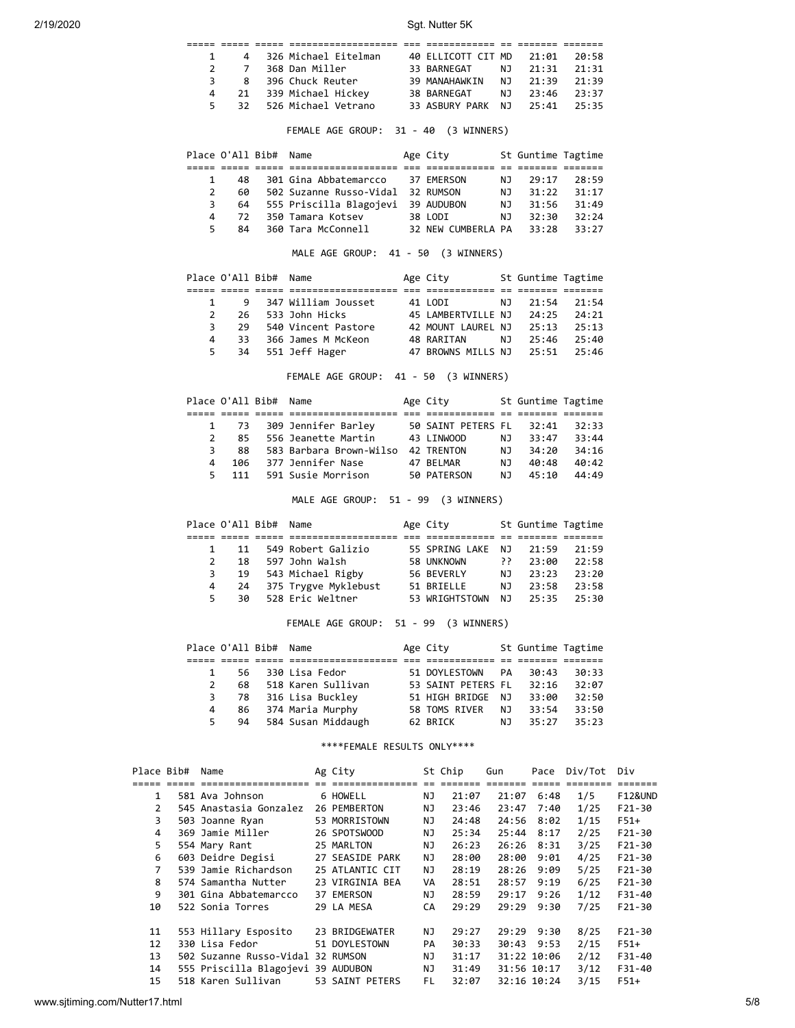| Place | O'All | Bib# | Name | Age | City | St | Guntime | Tagtime |
|---|---|---|---|---|---|---|---|---|
| 1 | 4 | 326 | Michael Eitelman | 40 | ELLICOTT CIT | MD | 21:01 | 20:58 |
| 2 | 7 | 368 | Dan Miller | 33 | BARNEGAT | NJ | 21:31 | 21:31 |
| 3 | 8 | 396 | Chuck Reuter | 39 | MANAHAWKIN | NJ | 21:39 | 21:39 |
| 4 | 21 | 339 | Michael Hickey | 38 | BARNEGAT | NJ | 23:46 | 23:37 |
| 5 | 32 | 526 | Michael Vetrano | 33 | ASBURY PARK | NJ | 25:41 | 25:35 |

FEMALE AGE GROUP: 31 - 40 (3 WINNERS)

| Place | O'All | Bib# | Name | Age | City | St | Guntime | Tagtime |
|---|---|---|---|---|---|---|---|---|
| 1 | 48 | 301 | Gina Abbatemarcco | 37 | EMERSON | NJ | 29:17 | 28:59 |
| 2 | 60 | 502 | Suzanne Russo-Vidal | 32 | RUMSON | NJ | 31:22 | 31:17 |
| 3 | 64 | 555 | Priscilla Blagojevi | 39 | AUDUBON | NJ | 31:56 | 31:49 |
| 4 | 72 | 350 | Tamara Kotsev | 38 | LODI | NJ | 32:30 | 32:24 |
| 5 | 84 | 360 | Tara McConnell | 32 | NEW CUMBERLA | PA | 33:28 | 33:27 |

MALE AGE GROUP: 41 - 50 (3 WINNERS)

| Place | O'All | Bib# | Name | Age | City | St | Guntime | Tagtime |
|---|---|---|---|---|---|---|---|---|
| 1 | 9 | 347 | William Jousset | 41 | LODI | NJ | 21:54 | 21:54 |
| 2 | 26 | 533 | John Hicks | 45 | LAMBERTVILLE | NJ | 24:25 | 24:21 |
| 3 | 29 | 540 | Vincent Pastore | 42 | MOUNT LAUREL | NJ | 25:13 | 25:13 |
| 4 | 33 | 366 | James M McKeon | 48 | RARITAN | NJ | 25:46 | 25:40 |
| 5 | 34 | 551 | Jeff Hager | 47 | BROWNS MILLS | NJ | 25:51 | 25:46 |

FEMALE AGE GROUP: 41 - 50 (3 WINNERS)

| Place | O'All | Bib# | Name | Age | City | St | Guntime | Tagtime |
|---|---|---|---|---|---|---|---|---|
| 1 | 73 | 309 | Jennifer Barley | 50 | SAINT PETERS | FL | 32:41 | 32:33 |
| 2 | 85 | 556 | Jeanette Martin | 43 | LINWOOD | NJ | 33:47 | 33:44 |
| 3 | 88 | 583 | Barbara Brown-Wilso | 42 | TRENTON | NJ | 34:20 | 34:16 |
| 4 | 106 | 377 | Jennifer Nase | 47 | BELMAR | NJ | 40:48 | 40:42 |
| 5 | 111 | 591 | Susie Morrison | 50 | PATERSON | NJ | 45:10 | 44:49 |

MALE AGE GROUP: 51 - 99 (3 WINNERS)

| Place | O'All | Bib# | Name | Age | City | St | Guntime | Tagtime |
|---|---|---|---|---|---|---|---|---|
| 1 | 11 | 549 | Robert Galizio | 55 | SPRING LAKE | NJ | 21:59 | 21:59 |
| 2 | 18 | 597 | John Walsh | 58 | UNKNOWN | ?? | 23:00 | 22:58 |
| 3 | 19 | 543 | Michael Rigby | 56 | BEVERLY | NJ | 23:23 | 23:20 |
| 4 | 24 | 375 | Trygve Myklebust | 51 | BRIELLE | NJ | 23:58 | 23:58 |
| 5 | 30 | 528 | Eric Weltner | 53 | WRIGHTSTOWN | NJ | 25:35 | 25:30 |

FEMALE AGE GROUP: 51 - 99 (3 WINNERS)

| Place | O'All | Bib# | Name | Age | City | St | Guntime | Tagtime |
|---|---|---|---|---|---|---|---|---|
| 1 | 56 | 330 | Lisa Fedor | 51 | DOYLESTOWN | PA | 30:43 | 30:33 |
| 2 | 68 | 518 | Karen Sullivan | 53 | SAINT PETERS | FL | 32:16 | 32:07 |
| 3 | 78 | 316 | Lisa Buckley | 51 | HIGH BRIDGE | NJ | 33:00 | 32:50 |
| 4 | 86 | 374 | Maria Murphy | 58 | TOMS RIVER | NJ | 33:54 | 33:50 |
| 5 | 94 | 584 | Susan Middaugh | 62 | BRICK | NJ | 35:27 | 35:23 |

****FEMALE RESULTS ONLY****

| Place | Bib# | Name | Ag | City | St | Chip | Gun | Pace | Div/Tot | Div |
|---|---|---|---|---|---|---|---|---|---|---|
| 1 | 581 | Ava Johnson | 6 | HOWELL | NJ | 21:07 | 21:07 | 6:48 | 1/5 | F12&UND |
| 2 | 545 | Anastasia Gonzalez | 26 | PEMBERTON | NJ | 23:46 | 23:47 | 7:40 | 1/25 | F21-30 |
| 3 | 503 | Joanne Ryan | 53 | MORRISTOWN | NJ | 24:48 | 24:56 | 8:02 | 1/15 | F51+ |
| 4 | 369 | Jamie Miller | 26 | SPOTSWOOD | NJ | 25:34 | 25:44 | 8:17 | 2/25 | F21-30 |
| 5 | 554 | Mary Rant | 25 | MARLTON | NJ | 26:23 | 26:26 | 8:31 | 3/25 | F21-30 |
| 6 | 603 | Deidre Degisi | 27 | SEASIDE PARK | NJ | 28:00 | 28:00 | 9:01 | 4/25 | F21-30 |
| 7 | 539 | Jamie Richardson | 25 | ATLANTIC CIT | NJ | 28:19 | 28:26 | 9:09 | 5/25 | F21-30 |
| 8 | 574 | Samantha Nutter | 23 | VIRGINIA BEA | VA | 28:51 | 28:57 | 9:19 | 6/25 | F21-30 |
| 9 | 301 | Gina Abbatemarcco | 37 | EMERSON | NJ | 28:59 | 29:17 | 9:26 | 1/12 | F31-40 |
| 10 | 522 | Sonia Torres | 29 | LA MESA | CA | 29:29 | 29:29 | 9:30 | 7/25 | F21-30 |
| 11 | 553 | Hillary Esposito | 23 | BRIDGEWATER | NJ | 29:27 | 29:29 | 9:30 | 8/25 | F21-30 |
| 12 | 330 | Lisa Fedor | 51 | DOYLESTOWN | PA | 30:33 | 30:43 | 9:53 | 2/15 | F51+ |
| 13 | 502 | Suzanne Russo-Vidal | 32 | RUMSON | NJ | 31:17 | 31:22 | 10:06 | 2/12 | F31-40 |
| 14 | 555 | Priscilla Blagojevi | 39 | AUDUBON | NJ | 31:49 | 31:56 | 10:17 | 3/12 | F31-40 |
| 15 | 518 | Karen Sullivan | 53 | SAINT PETERS | FL | 32:07 | 32:16 | 10:24 | 3/15 | F51+ |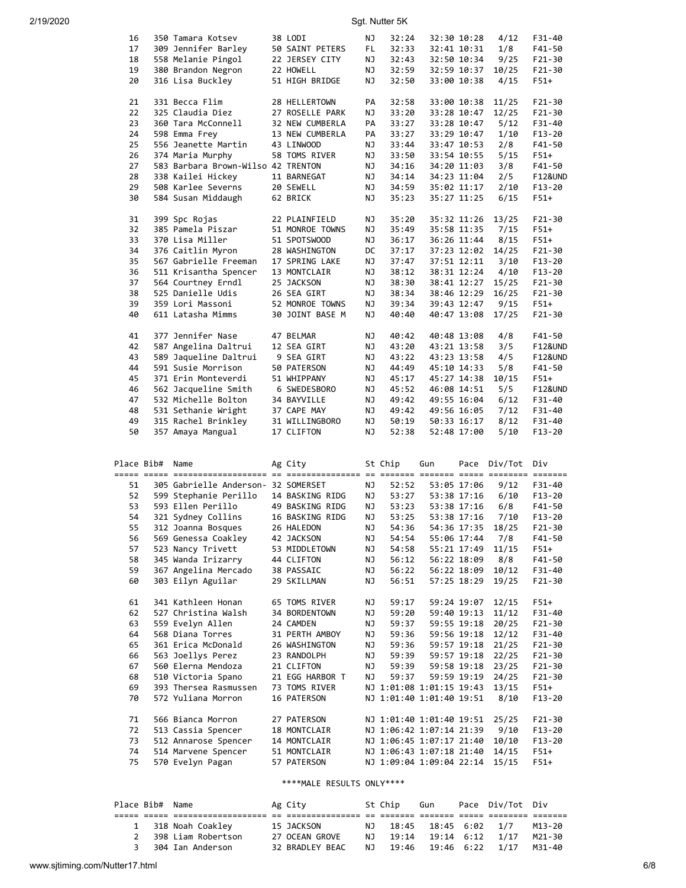| Place | Bib# | Name | Ag | City | St | Chip | Gun | Pace | Div/Tot | Div |
|---|---|---|---|---|---|---|---|---|---|---|
| 16 | 350 | Tamara Kotsev | 38 | LODI | NJ | 32:24 | 32:30 | 10:28 | 4/12 | F31-40 |
| 17 | 309 | Jennifer Barley | 50 | SAINT PETERS | FL | 32:33 | 32:41 | 10:31 | 1/8 | F41-50 |
| 18 | 558 | Melanie Pingol | 22 | JERSEY CITY | NJ | 32:43 | 32:50 | 10:34 | 9/25 | F21-30 |
| 19 | 380 | Brandon Negron | 22 | HOWELL | NJ | 32:59 | 32:59 | 10:37 | 10/25 | F21-30 |
| 20 | 316 | Lisa Buckley | 51 | HIGH BRIDGE | NJ | 32:50 | 33:00 | 10:38 | 4/15 | F51+ |
| 21 | 331 | Becca Flim | 28 | HELLERTOWN | PA | 32:58 | 33:00 | 10:38 | 11/25 | F21-30 |
| 22 | 325 | Claudia Diez | 27 | ROSELLE PARK | NJ | 33:20 | 33:28 | 10:47 | 12/25 | F21-30 |
| 23 | 360 | Tara McConnell | 32 | NEW CUMBERLA | PA | 33:27 | 33:28 | 10:47 | 5/12 | F31-40 |
| 24 | 598 | Emma Frey | 13 | NEW CUMBERLA | PA | 33:27 | 33:29 | 10:47 | 1/10 | F13-20 |
| 25 | 556 | Jeanette Martin | 43 | LINWOOD | NJ | 33:44 | 33:47 | 10:53 | 2/8 | F41-50 |
| 26 | 374 | Maria Murphy | 58 | TOMS RIVER | NJ | 33:50 | 33:54 | 10:55 | 5/15 | F51+ |
| 27 | 583 | Barbara Brown-Wilso | 42 | TRENTON | NJ | 34:16 | 34:20 | 11:03 | 3/8 | F41-50 |
| 28 | 338 | Kailei Hickey | 11 | BARNEGAT | NJ | 34:14 | 34:23 | 11:04 | 2/5 | F12&UND |
| 29 | 508 | Karlee Severns | 20 | SEWELL | NJ | 34:59 | 35:02 | 11:17 | 2/10 | F13-20 |
| 30 | 584 | Susan Middaugh | 62 | BRICK | NJ | 35:23 | 35:27 | 11:25 | 6/15 | F51+ |
| 31 | 399 | Spc Rojas | 22 | PLAINFIELD | NJ | 35:20 | 35:32 | 11:26 | 13/25 | F21-30 |
| 32 | 385 | Pamela Piszar | 51 | MONROE TOWNS | NJ | 35:49 | 35:58 | 11:35 | 7/15 | F51+ |
| 33 | 370 | Lisa Miller | 51 | SPOTSWOOD | NJ | 36:17 | 36:26 | 11:44 | 8/15 | F51+ |
| 34 | 376 | Caitlin Myron | 28 | WASHINGTON | DC | 37:17 | 37:23 | 12:02 | 14/25 | F21-30 |
| 35 | 567 | Gabrielle Freeman | 17 | SPRING LAKE | NJ | 37:47 | 37:51 | 12:11 | 3/10 | F13-20 |
| 36 | 511 | Krisantha Spencer | 13 | MONTCLAIR | NJ | 38:12 | 38:31 | 12:24 | 4/10 | F13-20 |
| 37 | 564 | Courtney Erndl | 25 | JACKSON | NJ | 38:30 | 38:41 | 12:27 | 15/25 | F21-30 |
| 38 | 525 | Danielle Udis | 26 | SEA GIRT | NJ | 38:34 | 38:46 | 12:29 | 16/25 | F21-30 |
| 39 | 359 | Lori Massoni | 52 | MONROE TOWNS | NJ | 39:34 | 39:43 | 12:47 | 9/15 | F51+ |
| 40 | 611 | Latasha Mimms | 30 | JOINT BASE M | NJ | 40:40 | 40:47 | 13:08 | 17/25 | F21-30 |
| 41 | 377 | Jennifer Nase | 47 | BELMAR | NJ | 40:42 | 40:48 | 13:08 | 4/8 | F41-50 |
| 42 | 587 | Angelina Daltrui | 12 | SEA GIRT | NJ | 43:20 | 43:21 | 13:58 | 3/5 | F12&UND |
| 43 | 589 | Jaqueline Daltrui | 9 | SEA GIRT | NJ | 43:22 | 43:23 | 13:58 | 4/5 | F12&UND |
| 44 | 591 | Susie Morrison | 50 | PATERSON | NJ | 44:49 | 45:10 | 14:33 | 5/8 | F41-50 |
| 45 | 371 | Erin Monteverdi | 51 | WHIPPANY | NJ | 45:17 | 45:27 | 14:38 | 10/15 | F51+ |
| 46 | 562 | Jacqueline Smith | 6 | SWEDESBORO | NJ | 45:52 | 46:08 | 14:51 | 5/5 | F12&UND |
| 47 | 532 | Michelle Bolton | 34 | BAYVILLE | NJ | 49:42 | 49:55 | 16:04 | 6/12 | F31-40 |
| 48 | 531 | Sethanie Wright | 37 | CAPE MAY | NJ | 49:42 | 49:56 | 16:05 | 7/12 | F31-40 |
| 49 | 315 | Rachel Brinkley | 31 | WILLINGBORO | NJ | 50:19 | 50:33 | 16:17 | 8/12 | F31-40 |
| 50 | 357 | Amaya Mangual | 17 | CLIFTON | NJ | 52:38 | 52:48 | 17:00 | 5/10 | F13-20 |

| Place | Bib# | Name | Ag | City | St | Chip | Gun | Pace | Div/Tot | Div |
|---|---|---|---|---|---|---|---|---|---|---|
| 51 | 305 | Gabrielle Anderson- | 32 | SOMERSET | NJ | 52:52 | 53:05 | 17:06 | 9/12 | F31-40 |
| 52 | 599 | Stephanie Perillo | 14 | BASKING RIDG | NJ | 53:27 | 53:38 | 17:16 | 6/10 | F13-20 |
| 53 | 593 | Ellen Perillo | 49 | BASKING RIDG | NJ | 53:23 | 53:38 | 17:16 | 6/8 | F41-50 |
| 54 | 321 | Sydney Collins | 16 | BASKING RIDG | NJ | 53:25 | 53:38 | 17:16 | 7/10 | F13-20 |
| 55 | 312 | Joanna Bosques | 26 | HALEDON | NJ | 54:36 | 54:36 | 17:35 | 18/25 | F21-30 |
| 56 | 569 | Genessa Coakley | 42 | JACKSON | NJ | 54:54 | 55:06 | 17:44 | 7/8 | F41-50 |
| 57 | 523 | Nancy Trivett | 53 | MIDDLETOWN | NJ | 54:58 | 55:21 | 17:49 | 11/15 | F51+ |
| 58 | 345 | Wanda Irizarry | 44 | CLIFTON | NJ | 56:12 | 56:22 | 18:09 | 8/8 | F41-50 |
| 59 | 367 | Angelina Mercado | 38 | PASSAIC | NJ | 56:22 | 56:22 | 18:09 | 10/12 | F31-40 |
| 60 | 303 | Eilyn Aguilar | 29 | SKILLMAN | NJ | 56:51 | 57:25 | 18:29 | 19/25 | F21-30 |
| 61 | 341 | Kathleen Honan | 65 | TOMS RIVER | NJ | 59:17 | 59:24 | 19:07 | 12/15 | F51+ |
| 62 | 527 | Christina Walsh | 34 | BORDENTOWN | NJ | 59:20 | 59:40 | 19:13 | 11/12 | F31-40 |
| 63 | 559 | Evelyn Allen | 24 | CAMDEN | NJ | 59:37 | 59:55 | 19:18 | 20/25 | F21-30 |
| 64 | 568 | Diana Torres | 31 | PERTH AMBOY | NJ | 59:36 | 59:56 | 19:18 | 12/12 | F31-40 |
| 65 | 361 | Erica McDonald | 26 | WASHINGTON | NJ | 59:36 | 59:57 | 19:18 | 21/25 | F21-30 |
| 66 | 563 | Joellys Perez | 23 | RANDOLPH | NJ | 59:39 | 59:57 | 19:18 | 22/25 | F21-30 |
| 67 | 560 | Elerna Mendoza | 21 | CLIFTON | NJ | 59:39 | 59:58 | 19:18 | 23/25 | F21-30 |
| 68 | 510 | Victoria Spano | 21 | EGG HARBOR T | NJ | 59:37 | 59:59 | 19:19 | 24/25 | F21-30 |
| 69 | 393 | Thersea Rasmussen | 73 | TOMS RIVER | NJ | 1:01:08 | 1:01:15 | 19:43 | 13/15 | F51+ |
| 70 | 572 | Yuliana Morron | 16 | PATERSON | NJ | 1:01:40 | 1:01:40 | 19:51 | 8/10 | F13-20 |
| 71 | 566 | Bianca Morron | 27 | PATERSON | NJ | 1:01:40 | 1:01:40 | 19:51 | 25/25 | F21-30 |
| 72 | 513 | Cassia Spencer | 18 | MONTCLAIR | NJ | 1:06:42 | 1:07:14 | 21:39 | 9/10 | F13-20 |
| 73 | 512 | Annarose Spencer | 14 | MONTCLAIR | NJ | 1:06:45 | 1:07:17 | 21:40 | 10/10 | F13-20 |
| 74 | 514 | Marvene Spencer | 51 | MONTCLAIR | NJ | 1:06:43 | 1:07:18 | 21:40 | 14/15 | F51+ |
| 75 | 570 | Evelyn Pagan | 57 | PATERSON | NJ | 1:09:04 | 1:09:04 | 22:14 | 15/15 | F51+ |

****MALE RESULTS ONLY****

| Place | Bib# | Name | Ag | City | St | Chip | Gun | Pace | Div/Tot | Div |
|---|---|---|---|---|---|---|---|---|---|---|
| 1 | 318 | Noah Coakley | 15 | JACKSON | NJ | 18:45 | 18:45 | 6:02 | 1/7 | M13-20 |
| 2 | 398 | Liam Robertson | 27 | OCEAN GROVE | NJ | 19:14 | 19:14 | 6:12 | 1/17 | M21-30 |
| 3 | 304 | Ian Anderson | 32 | BRADLEY BEAC | NJ | 19:46 | 19:46 | 6:22 | 1/17 | M31-40 |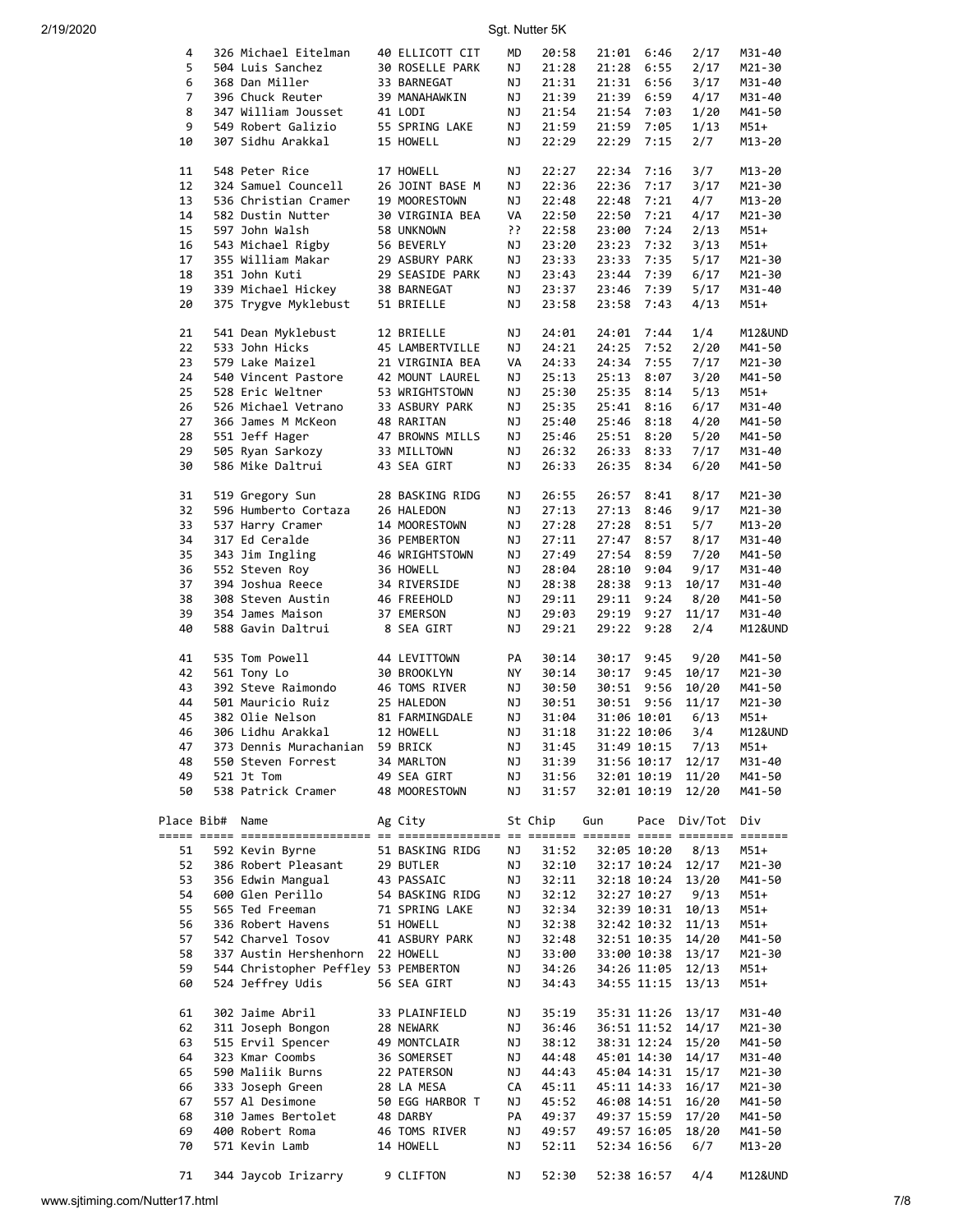## Sgt. Nutter 5K

| Place | Bib# | Name | Ag | City | St | Chip | Gun | Pace | Div/Tot | Div |
|---|---|---|---|---|---|---|---|---|---|---|
| 4 | 326 | Michael Eitelman | 40 | ELLICOTT CIT | MD | 20:58 | 21:01 | 6:46 | 2/17 | M31-40 |
| 5 | 504 | Luis Sanchez | 30 | ROSELLE PARK | NJ | 21:28 | 21:28 | 6:55 | 2/17 | M21-30 |
| 6 | 368 | Dan Miller | 33 | BARNEGAT | NJ | 21:31 | 21:31 | 6:56 | 3/17 | M31-40 |
| 7 | 396 | Chuck Reuter | 39 | MANAHAWKIN | NJ | 21:39 | 21:39 | 6:59 | 4/17 | M31-40 |
| 8 | 347 | William Jousset | 41 | LODI | NJ | 21:54 | 21:54 | 7:03 | 1/20 | M41-50 |
| 9 | 549 | Robert Galizio | 55 | SPRING LAKE | NJ | 21:59 | 21:59 | 7:05 | 1/13 | M51+ |
| 10 | 307 | Sidhu Arakkal | 15 | HOWELL | NJ | 22:29 | 22:29 | 7:15 | 2/7 | M13-20 |
| 11 | 548 | Peter Rice | 17 | HOWELL | NJ | 22:27 | 22:34 | 7:16 | 3/7 | M13-20 |
| 12 | 324 | Samuel Councell | 26 | JOINT BASE M | NJ | 22:36 | 22:36 | 7:17 | 3/17 | M21-30 |
| 13 | 536 | Christian Cramer | 19 | MOORESTOWN | NJ | 22:48 | 22:48 | 7:21 | 4/7 | M13-20 |
| 14 | 582 | Dustin Nutter | 30 | VIRGINIA BEA | VA | 22:50 | 22:50 | 7:21 | 4/17 | M21-30 |
| 15 | 597 | John Walsh | 58 | UNKNOWN | ?? | 22:58 | 23:00 | 7:24 | 2/13 | M51+ |
| 16 | 543 | Michael Rigby | 56 | BEVERLY | NJ | 23:20 | 23:23 | 7:32 | 3/13 | M51+ |
| 17 | 355 | William Makar | 29 | ASBURY PARK | NJ | 23:33 | 23:33 | 7:35 | 5/17 | M21-30 |
| 18 | 351 | John Kuti | 29 | SEASIDE PARK | NJ | 23:43 | 23:44 | 7:39 | 6/17 | M21-30 |
| 19 | 339 | Michael Hickey | 38 | BARNEGAT | NJ | 23:37 | 23:46 | 7:39 | 5/17 | M31-40 |
| 20 | 375 | Trygve Myklebust | 51 | BRIELLE | NJ | 23:58 | 23:58 | 7:43 | 4/13 | M51+ |
| 21 | 541 | Dean Myklebust | 12 | BRIELLE | NJ | 24:01 | 24:01 | 7:44 | 1/4 | M12&UND |
| 22 | 533 | John Hicks | 45 | LAMBERTVILLE | NJ | 24:21 | 24:25 | 7:52 | 2/20 | M41-50 |
| 23 | 579 | Lake Maizel | 21 | VIRGINIA BEA | VA | 24:33 | 24:34 | 7:55 | 7/17 | M21-30 |
| 24 | 540 | Vincent Pastore | 42 | MOUNT LAUREL | NJ | 25:13 | 25:13 | 8:07 | 3/20 | M41-50 |
| 25 | 528 | Eric Weltner | 53 | WRIGHTSTOWN | NJ | 25:30 | 25:35 | 8:14 | 5/13 | M51+ |
| 26 | 526 | Michael Vetrano | 33 | ASBURY PARK | NJ | 25:35 | 25:41 | 8:16 | 6/17 | M31-40 |
| 27 | 366 | James M McKeon | 48 | RARITAN | NJ | 25:40 | 25:46 | 8:18 | 4/20 | M41-50 |
| 28 | 551 | Jeff Hager | 47 | BROWNS MILLS | NJ | 25:46 | 25:51 | 8:20 | 5/20 | M41-50 |
| 29 | 505 | Ryan Sarkozy | 33 | MILLTOWN | NJ | 26:32 | 26:33 | 8:33 | 7/17 | M31-40 |
| 30 | 586 | Mike Daltrui | 43 | SEA GIRT | NJ | 26:33 | 26:35 | 8:34 | 6/20 | M41-50 |
| 31 | 519 | Gregory Sun | 28 | BASKING RIDG | NJ | 26:55 | 26:57 | 8:41 | 8/17 | M21-30 |
| 32 | 596 | Humberto Cortaza | 26 | HALEDON | NJ | 27:13 | 27:13 | 8:46 | 9/17 | M21-30 |
| 33 | 537 | Harry Cramer | 14 | MOORESTOWN | NJ | 27:28 | 27:28 | 8:51 | 5/7 | M13-20 |
| 34 | 317 | Ed Ceralde | 36 | PEMBERTON | NJ | 27:11 | 27:47 | 8:57 | 8/17 | M31-40 |
| 35 | 343 | Jim Ingling | 46 | WRIGHTSTOWN | NJ | 27:49 | 27:54 | 8:59 | 7/20 | M41-50 |
| 36 | 552 | Steven Roy | 36 | HOWELL | NJ | 28:04 | 28:10 | 9:04 | 9/17 | M31-40 |
| 37 | 394 | Joshua Reece | 34 | RIVERSIDE | NJ | 28:38 | 28:38 | 9:13 | 10/17 | M31-40 |
| 38 | 308 | Steven Austin | 46 | FREEHOLD | NJ | 29:11 | 29:11 | 9:24 | 8/20 | M41-50 |
| 39 | 354 | James Maison | 37 | EMERSON | NJ | 29:03 | 29:19 | 9:27 | 11/17 | M31-40 |
| 40 | 588 | Gavin Daltrui | 8 | SEA GIRT | NJ | 29:21 | 29:22 | 9:28 | 2/4 | M12&UND |
| 41 | 535 | Tom Powell | 44 | LEVITTOWN | PA | 30:14 | 30:17 | 9:45 | 9/20 | M41-50 |
| 42 | 561 | Tony Lo | 30 | BROOKLYN | NY | 30:14 | 30:17 | 9:45 | 10/17 | M21-30 |
| 43 | 392 | Steve Raimondo | 46 | TOMS RIVER | NJ | 30:50 | 30:51 | 9:56 | 10/20 | M41-50 |
| 44 | 501 | Mauricio Ruiz | 25 | HALEDON | NJ | 30:51 | 30:51 | 9:56 | 11/17 | M21-30 |
| 45 | 382 | Olie Nelson | 81 | FARMINGDALE | NJ | 31:04 | 31:06 | 10:01 | 6/13 | M51+ |
| 46 | 306 | Lidhu Arakkal | 12 | HOWELL | NJ | 31:18 | 31:22 | 10:06 | 3/4 | M12&UND |
| 47 | 373 | Dennis Murachanian | 59 | BRICK | NJ | 31:45 | 31:49 | 10:15 | 7/13 | M51+ |
| 48 | 550 | Steven Forrest | 34 | MARLTON | NJ | 31:39 | 31:56 | 10:17 | 12/17 | M31-40 |
| 49 | 521 | Jt Tom | 49 | SEA GIRT | NJ | 31:56 | 32:01 | 10:19 | 11/20 | M41-50 |
| 50 | 538 | Patrick Cramer | 48 | MOORESTOWN | NJ | 31:57 | 32:01 | 10:19 | 12/20 | M41-50 |
| 51 | 592 | Kevin Byrne | 51 | BASKING RIDG | NJ | 31:52 | 32:05 | 10:20 | 8/13 | M51+ |
| 52 | 386 | Robert Pleasant | 29 | BUTLER | NJ | 32:10 | 32:17 | 10:24 | 12/17 | M21-30 |
| 53 | 356 | Edwin Mangual | 43 | PASSAIC | NJ | 32:11 | 32:18 | 10:24 | 13/20 | M41-50 |
| 54 | 600 | Glen Perillo | 54 | BASKING RIDG | NJ | 32:12 | 32:27 | 10:27 | 9/13 | M51+ |
| 55 | 565 | Ted Freeman | 71 | SPRING LAKE | NJ | 32:34 | 32:39 | 10:31 | 10/13 | M51+ |
| 56 | 336 | Robert Havens | 51 | HOWELL | NJ | 32:38 | 32:42 | 10:32 | 11/13 | M51+ |
| 57 | 542 | Charvel Tosov | 41 | ASBURY PARK | NJ | 32:48 | 32:51 | 10:35 | 14/20 | M41-50 |
| 58 | 337 | Austin Hershenhorn | 22 | HOWELL | NJ | 33:00 | 33:00 | 10:38 | 13/17 | M21-30 |
| 59 | 544 | Christopher Peffley | 53 | PEMBERTON | NJ | 34:26 | 34:26 | 11:05 | 12/13 | M51+ |
| 60 | 524 | Jeffrey Udis | 56 | SEA GIRT | NJ | 34:43 | 34:55 | 11:15 | 13/13 | M51+ |
| 61 | 302 | Jaime Abril | 33 | PLAINFIELD | NJ | 35:19 | 35:31 | 11:26 | 13/17 | M31-40 |
| 62 | 311 | Joseph Bongon | 28 | NEWARK | NJ | 36:46 | 36:51 | 11:52 | 14/17 | M21-30 |
| 63 | 515 | Ervil Spencer | 49 | MONTCLAIR | NJ | 38:12 | 38:31 | 12:24 | 15/20 | M41-50 |
| 64 | 323 | Kmar Coombs | 36 | SOMERSET | NJ | 44:48 | 45:01 | 14:30 | 14/17 | M31-40 |
| 65 | 590 | Maliik Burns | 22 | PATERSON | NJ | 44:43 | 45:04 | 14:31 | 15/17 | M21-30 |
| 66 | 333 | Joseph Green | 28 | LA MESA | CA | 45:11 | 45:11 | 14:33 | 16/17 | M21-30 |
| 67 | 557 | Al Desimone | 50 | EGG HARBOR T | NJ | 45:52 | 46:08 | 14:51 | 16/20 | M41-50 |
| 68 | 310 | James Bertolet | 48 | DARBY | PA | 49:37 | 49:37 | 15:59 | 17/20 | M41-50 |
| 69 | 400 | Robert Roma | 46 | TOMS RIVER | NJ | 49:57 | 49:57 | 16:05 | 18/20 | M41-50 |
| 70 | 571 | Kevin Lamb | 14 | HOWELL | NJ | 52:11 | 52:34 | 16:56 | 6/7 | M13-20 |
| 71 | 344 | Jaycob Irizarry | 9 | CLIFTON | NJ | 52:30 | 52:38 | 16:57 | 4/4 | M12&UND |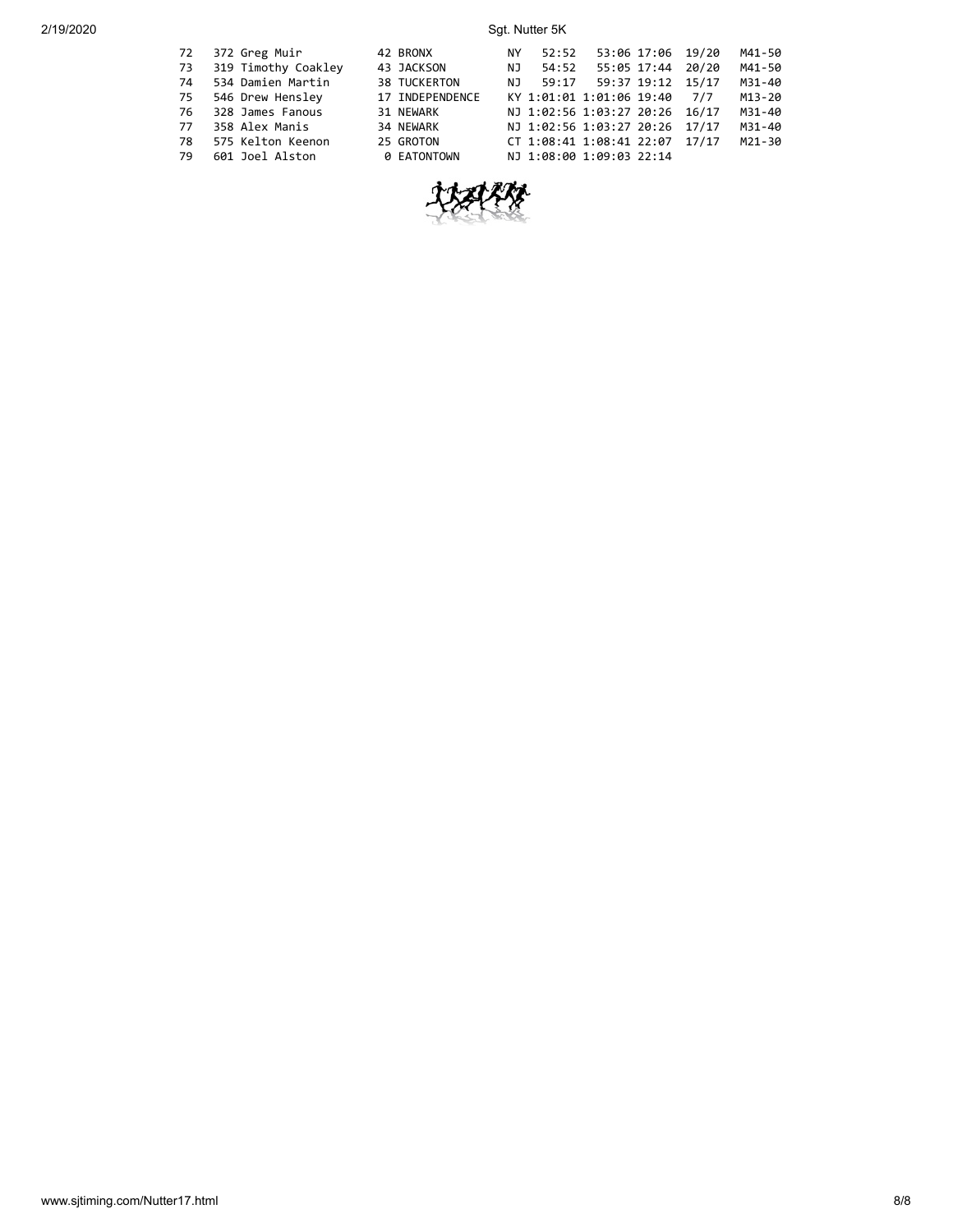| | | | | | | | | | | |
|---|---|---|---|---|---|---|---|---|---|---|
| 72 | 372 | Greg Muir | 42 | BRONX | NY | 52:52 | 53:06 | 17:06 | 19/20 | M41-50 |
| 73 | 319 | Timothy Coakley | 43 | JACKSON | NJ | 54:52 | 55:05 | 17:44 | 20/20 | M41-50 |
| 74 | 534 | Damien Martin | 38 | TUCKERTON | NJ | 59:17 | 59:37 | 19:12 | 15/17 | M31-40 |
| 75 | 546 | Drew Hensley | 17 | INDEPENDENCE | KY | 1:01:01 | 1:01:06 | 19:40 | 7/7 | M13-20 |
| 76 | 328 | James Fanous | 31 | NEWARK | NJ | 1:02:56 | 1:03:27 | 20:26 | 16/17 | M31-40 |
| 77 | 358 | Alex Manis | 34 | NEWARK | NJ | 1:02:56 | 1:03:27 | 20:26 | 17/17 | M31-40 |
| 78 | 575 | Kelton Keenon | 25 | GROTON | CT | 1:08:41 | 1:08:41 | 22:07 | 17/17 | M21-30 |
| 79 | 601 | Joel Alston | 0 | EATONTOWN | NJ | 1:08:00 | 1:09:03 | 22:14 | | |